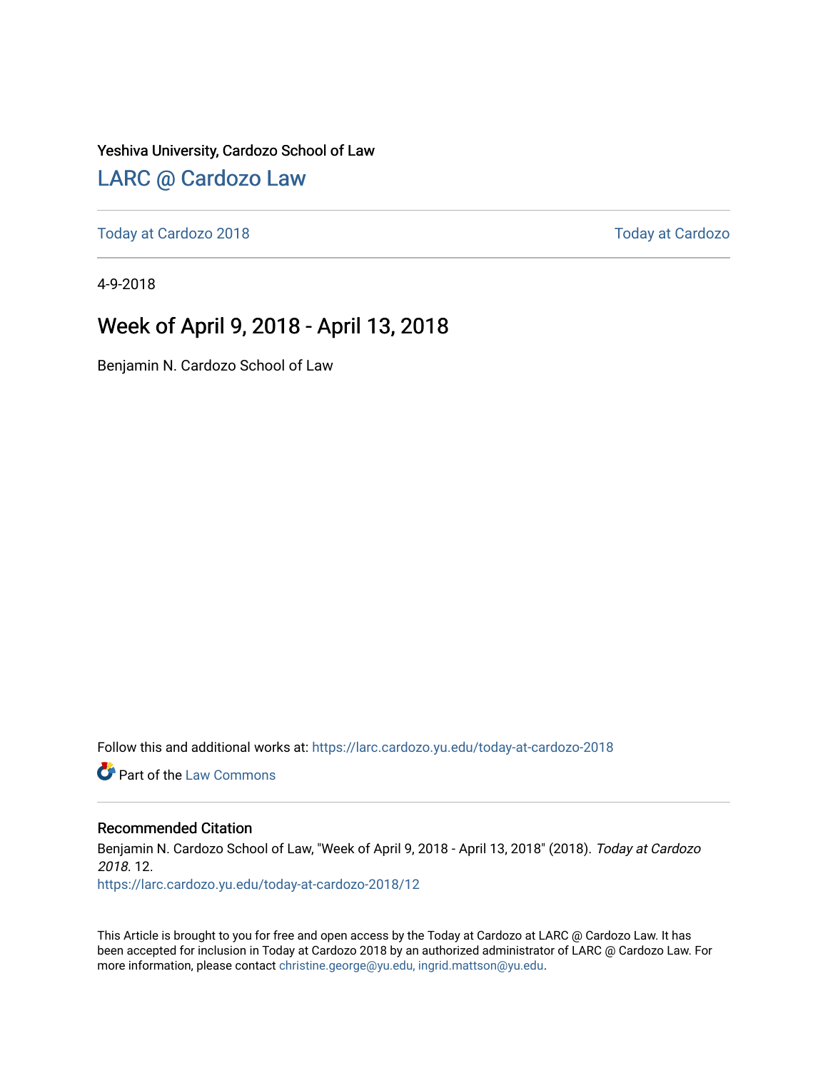Yeshiva University, Cardozo School of Law

## LARC @ Cardozo Law

Today at Cardozo 2018 — Today at Cardozo

4-9-2018

# Week of April 9, 2018 - April 13, 2018

Benjamin N. Cardozo School of Law

Follow this and additional works at: https://larc.cardozo.yu.edu/today-at-cardozo-2018

Part of the Law Commons

### Recommended Citation

Benjamin N. Cardozo School of Law, "Week of April 9, 2018 - April 13, 2018" (2018). *Today at Cardozo 2018*. 12.
https://larc.cardozo.yu.edu/today-at-cardozo-2018/12

This Article is brought to you for free and open access by the Today at Cardozo at LARC @ Cardozo Law. It has been accepted for inclusion in Today at Cardozo 2018 by an authorized administrator of LARC @ Cardozo Law. For more information, please contact christine.george@yu.edu, ingrid.mattson@yu.edu.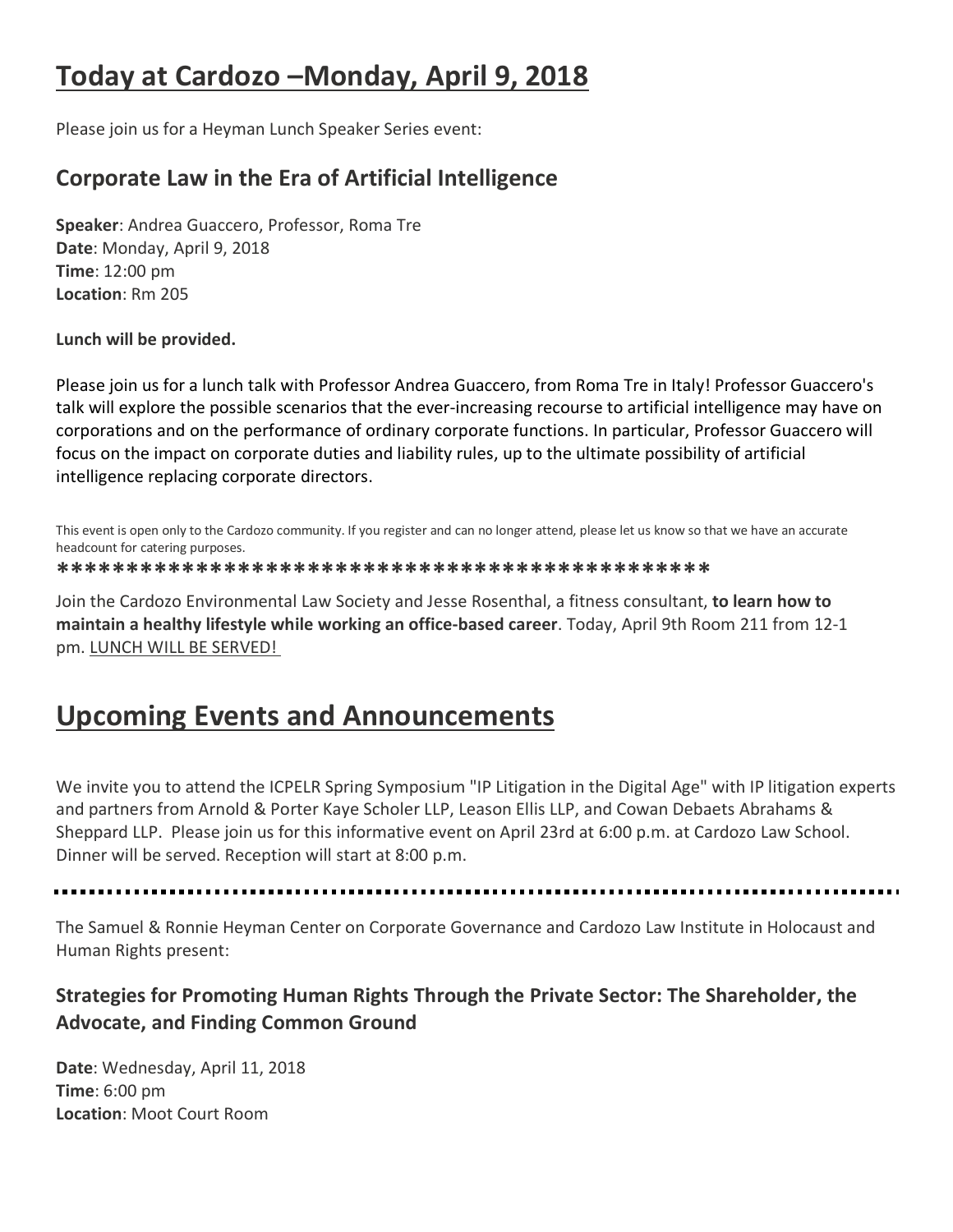# Today at Cardozo –Monday, April 9, 2018

Please join us for a Heyman Lunch Speaker Series event:

## Corporate Law in the Era of Artificial Intelligence

**Speaker**: Andrea Guaccero, Professor, Roma Tre
**Date**: Monday, April 9, 2018
**Time**: 12:00 pm
**Location**: Rm 205

**Lunch will be provided.**

Please join us for a lunch talk with Professor Andrea Guaccero, from Roma Tre in Italy! Professor Guaccero's talk will explore the possible scenarios that the ever-increasing recourse to artificial intelligence may have on corporations and on the performance of ordinary corporate functions. In particular, Professor Guaccero will focus on the impact on corporate duties and liability rules, up to the ultimate possibility of artificial intelligence replacing corporate directors.

This event is open only to the Cardozo community. If you register and can no longer attend, please let us know so that we have an accurate headcount for catering purposes.

***********************************************

Join the Cardozo Environmental Law Society and Jesse Rosenthal, a fitness consultant, **to learn how to maintain a healthy lifestyle while working an office-based career**. Today, April 9th Room 211 from 12-1 pm. LUNCH WILL BE SERVED!

# Upcoming Events and Announcements

We invite you to attend the ICPELR Spring Symposium "IP Litigation in the Digital Age" with IP litigation experts and partners from Arnold & Porter Kaye Scholer LLP, Leason Ellis LLP, and Cowan Debaets Abrahams & Sheppard LLP. Please join us for this informative event on April 23rd at 6:00 p.m. at Cardozo Law School. Dinner will be served. Reception will start at 8:00 p.m.

---

The Samuel & Ronnie Heyman Center on Corporate Governance and Cardozo Law Institute in Holocaust and Human Rights present:

## Strategies for Promoting Human Rights Through the Private Sector: The Shareholder, the Advocate, and Finding Common Ground

**Date**: Wednesday, April 11, 2018
**Time**: 6:00 pm
**Location**: Moot Court Room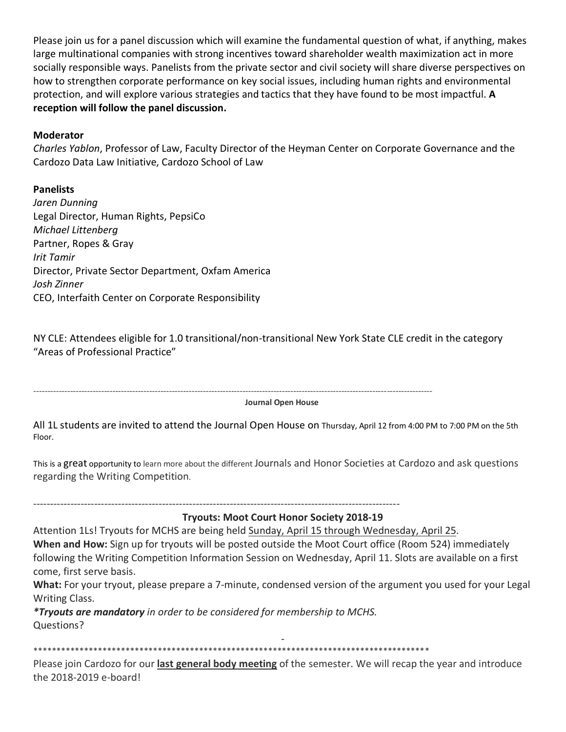Please join us for a panel discussion which will examine the fundamental question of what, if anything, makes large multinational companies with strong incentives toward shareholder wealth maximization act in more socially responsible ways. Panelists from the private sector and civil society will share diverse perspectives on how to strengthen corporate performance on key social issues, including human rights and environmental protection, and will explore various strategies and tactics that they have found to be most impactful. **A reception will follow the panel discussion.**

**Moderator**
*Charles Yablon*, Professor of Law, Faculty Director of the Heyman Center on Corporate Governance and the Cardozo Data Law Initiative, Cardozo School of Law

**Panelists**
*Jaren Dunning*
Legal Director, Human Rights, PepsiCo
*Michael Littenberg*
Partner, Ropes & Gray
*Irit Tamir*
Director, Private Sector Department, Oxfam America
*Josh Zinner*
CEO, Interfaith Center on Corporate Responsibility

NY CLE: Attendees eligible for 1.0 transitional/non-transitional New York State CLE credit in the category "Areas of Professional Practice"

---

**Journal Open House**

All 1L students are invited to attend the Journal Open House on Thursday, April 12 from 4:00 PM to 7:00 PM on the 5th Floor.

This is a great opportunity to learn more about the different Journals and Honor Societies at Cardozo and ask questions regarding the Writing Competition.

---

**Tryouts: Moot Court Honor Society 2018-19**

Attention 1Ls! Tryouts for MCHS are being held Sunday, April 15 through Wednesday, April 25.
**When and How:** Sign up for tryouts will be posted outside the Moot Court office (Room 524) immediately following the Writing Competition Information Session on Wednesday, April 11. Slots are available on a first come, first serve basis.
**What:** For your tryout, please prepare a 7-minute, condensed version of the argument you used for your Legal Writing Class.
***Tryouts are mandatory*** *in order to be considered for membership to MCHS.*
Questions?

---

Please join Cardozo for our **last general body meeting** of the semester. We will recap the year and introduce the 2018-2019 e-board!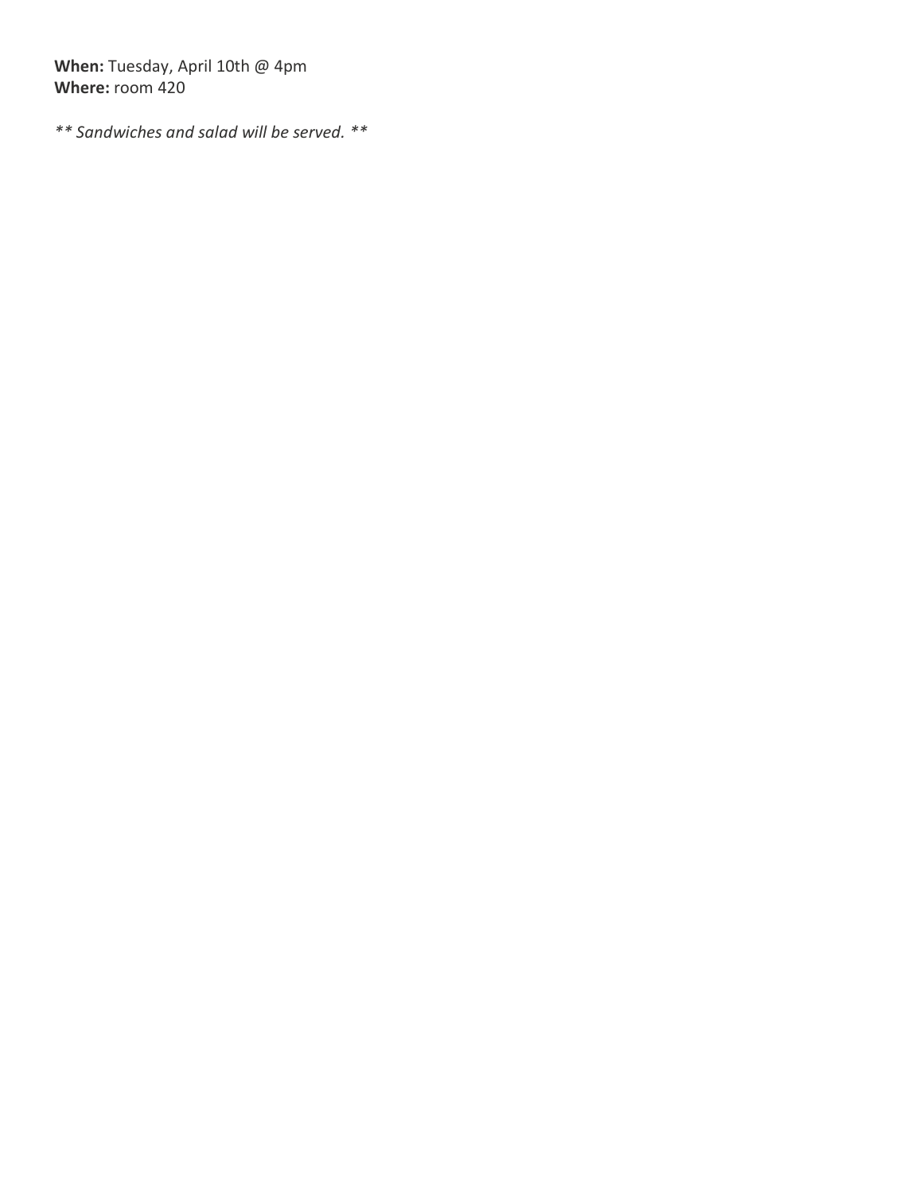**When:** Tuesday, April 10th @ 4pm
**Where:** room 420

*** Sandwiches and salad will be served. ***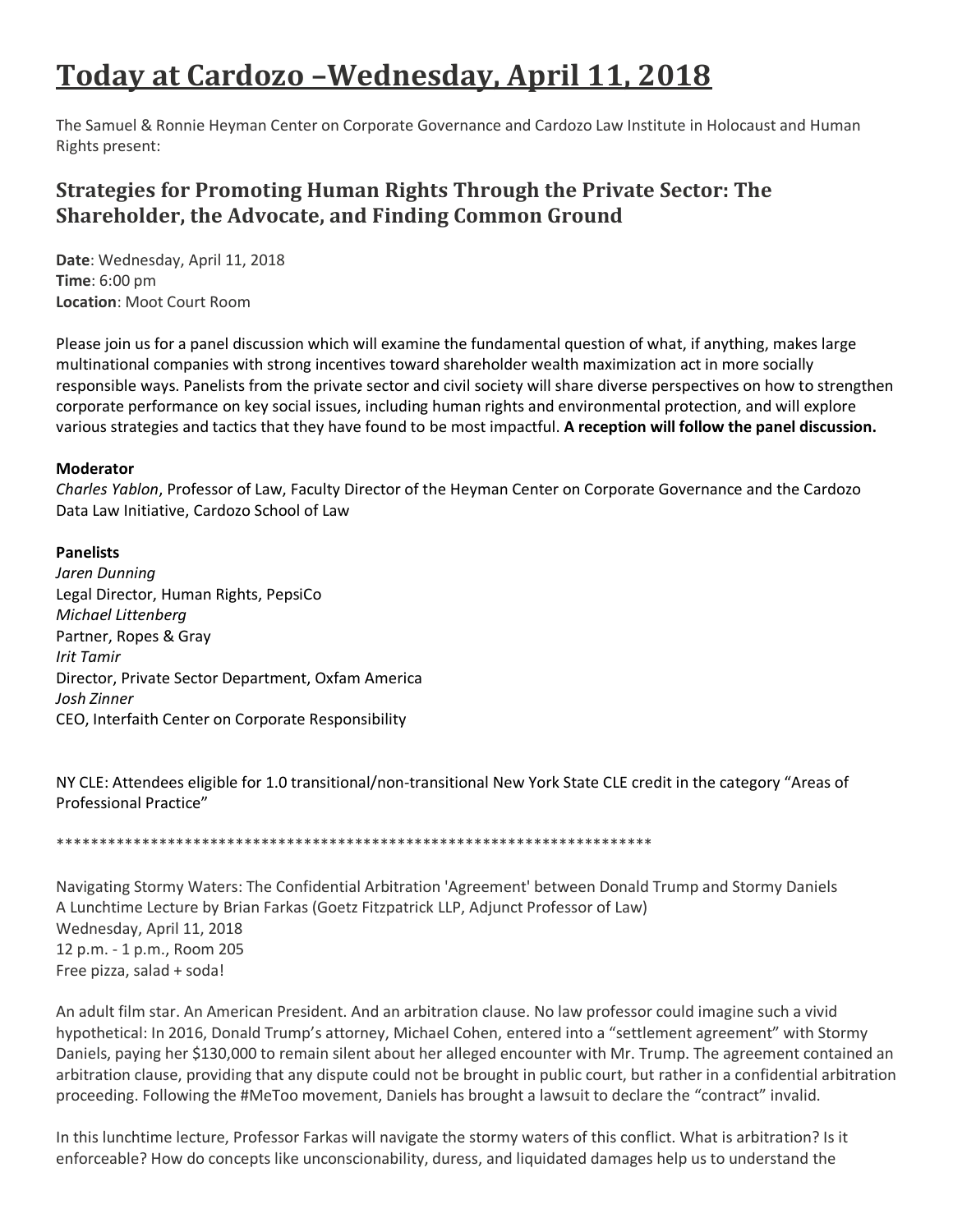# Today at Cardozo –Wednesday, April 11, 2018

The Samuel & Ronnie Heyman Center on Corporate Governance and Cardozo Law Institute in Holocaust and Human Rights present:

### Strategies for Promoting Human Rights Through the Private Sector: The Shareholder, the Advocate, and Finding Common Ground

**Date**: Wednesday, April 11, 2018
**Time**: 6:00 pm
**Location**: Moot Court Room

Please join us for a panel discussion which will examine the fundamental question of what, if anything, makes large multinational companies with strong incentives toward shareholder wealth maximization act in more socially responsible ways. Panelists from the private sector and civil society will share diverse perspectives on how to strengthen corporate performance on key social issues, including human rights and environmental protection, and will explore various strategies and tactics that they have found to be most impactful. **A reception will follow the panel discussion.**

**Moderator**
*Charles Yablon*, Professor of Law, Faculty Director of the Heyman Center on Corporate Governance and the Cardozo Data Law Initiative, Cardozo School of Law

**Panelists**
*Jaren Dunning*
Legal Director, Human Rights, PepsiCo
*Michael Littenberg*
Partner, Ropes & Gray
*Irit Tamir*
Director, Private Sector Department, Oxfam America
*Josh Zinner*
CEO, Interfaith Center on Corporate Responsibility

NY CLE: Attendees eligible for 1.0 transitional/non-transitional New York State CLE credit in the category "Areas of Professional Practice"

************************************************************************

Navigating Stormy Waters: The Confidential Arbitration 'Agreement' between Donald Trump and Stormy Daniels
A Lunchtime Lecture by Brian Farkas (Goetz Fitzpatrick LLP, Adjunct Professor of Law)
Wednesday, April 11, 2018
12 p.m. - 1 p.m., Room 205
Free pizza, salad + soda!

An adult film star. An American President. And an arbitration clause. No law professor could imagine such a vivid hypothetical: In 2016, Donald Trump's attorney, Michael Cohen, entered into a "settlement agreement" with Stormy Daniels, paying her $130,000 to remain silent about her alleged encounter with Mr. Trump. The agreement contained an arbitration clause, providing that any dispute could not be brought in public court, but rather in a confidential arbitration proceeding. Following the #MeToo movement, Daniels has brought a lawsuit to declare the "contract" invalid.

In this lunchtime lecture, Professor Farkas will navigate the stormy waters of this conflict. What is arbitration? Is it enforceable? How do concepts like unconscionability, duress, and liquidated damages help us to understand the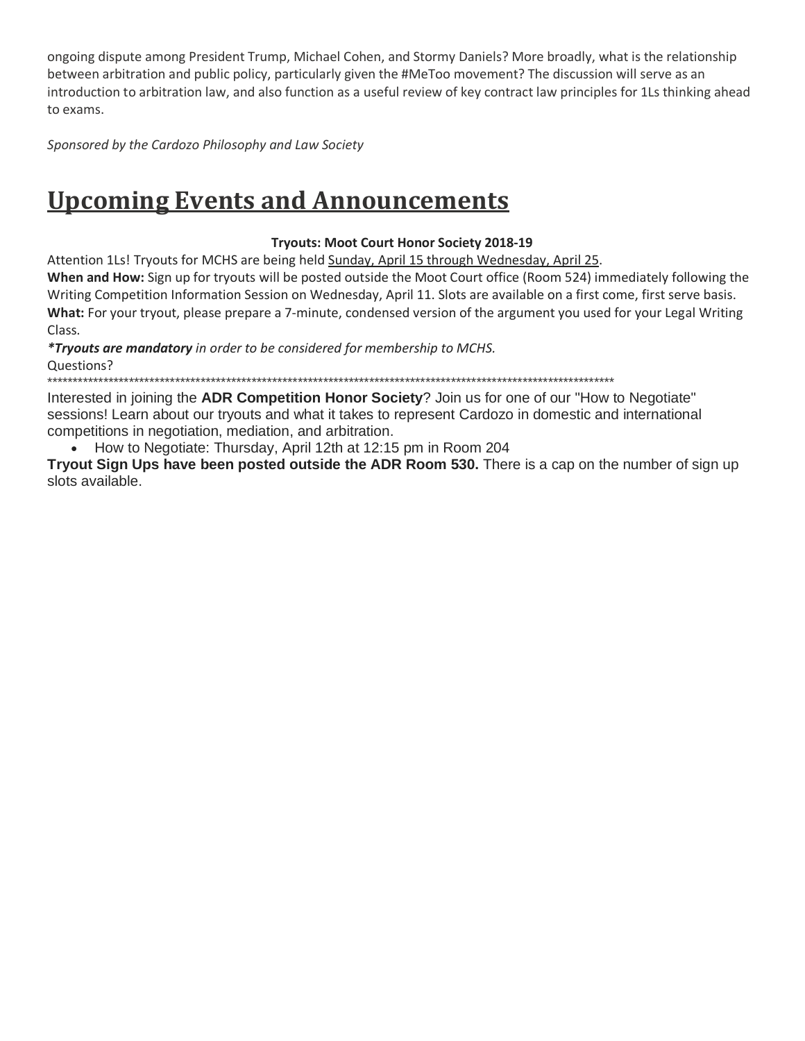ongoing dispute among President Trump, Michael Cohen, and Stormy Daniels? More broadly, what is the relationship between arbitration and public policy, particularly given the #MeToo movement? The discussion will serve as an introduction to arbitration law, and also function as a useful review of key contract law principles for 1Ls thinking ahead to exams.

*Sponsored by the Cardozo Philosophy and Law Society*

# Upcoming Events and Announcements

**Tryouts: Moot Court Honor Society 2018-19**

Attention 1Ls! Tryouts for MCHS are being held Sunday, April 15 through Wednesday, April 25.

**When and How:** Sign up for tryouts will be posted outside the Moot Court office (Room 524) immediately following the Writing Competition Information Session on Wednesday, April 11. Slots are available on a first come, first serve basis.

**What:** For your tryout, please prepare a 7-minute, condensed version of the argument you used for your Legal Writing Class.

***Tryouts are mandatory** in order to be considered for membership to MCHS.*

Questions?

*************************************************************************************************************************

Interested in joining the **ADR Competition Honor Society**? Join us for one of our "How to Negotiate" sessions! Learn about our tryouts and what it takes to represent Cardozo in domestic and international competitions in negotiation, mediation, and arbitration.

- How to Negotiate: Thursday, April 12th at 12:15 pm in Room 204

**Tryout Sign Ups have been posted outside the ADR Room 530.** There is a cap on the number of sign up slots available.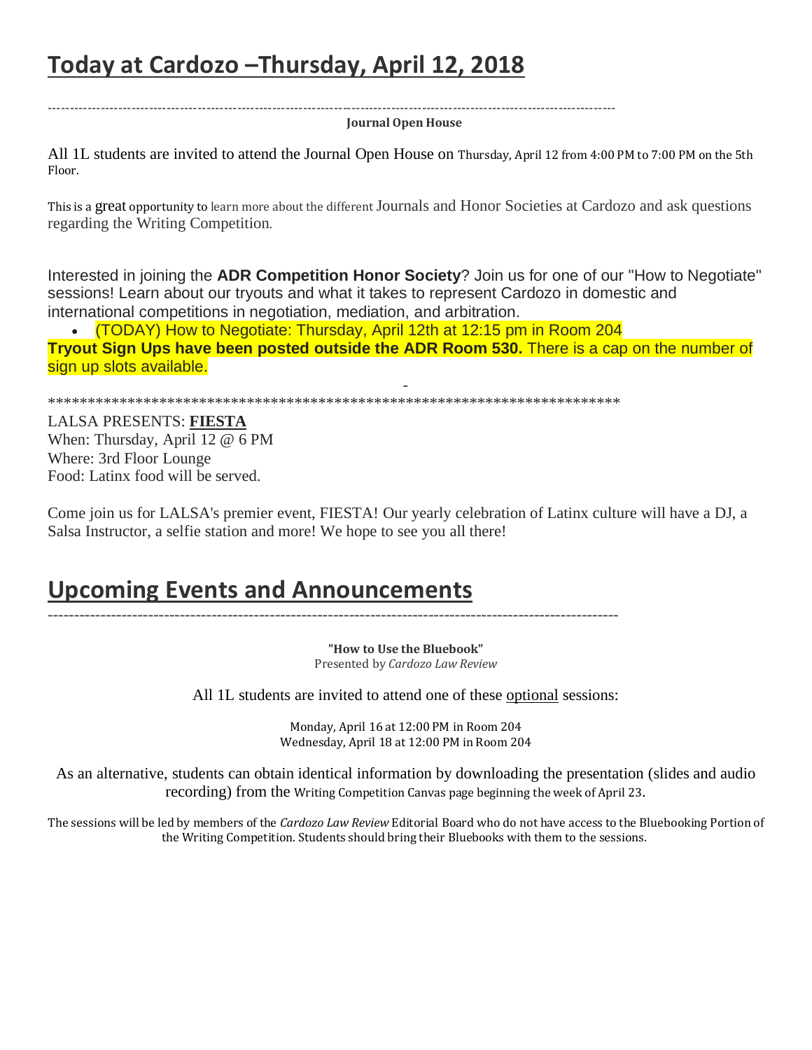# Today at Cardozo –Thursday, April 12, 2018

--------------------------------------------------------------------------------------------------------------------------------

**Journal Open House**

All 1L students are invited to attend the Journal Open House on Thursday, April 12 from 4:00 PM to 7:00 PM on the 5th Floor.

This is a great opportunity to learn more about the different Journals and Honor Societies at Cardozo and ask questions regarding the Writing Competition.

Interested in joining the **ADR Competition Honor Society**? Join us for one of our "How to Negotiate" sessions! Learn about our tryouts and what it takes to represent Cardozo in domestic and international competitions in negotiation, mediation, and arbitration.

- (TODAY) How to Negotiate: Thursday, April 12th at 12:15 pm in Room 204

**Tryout Sign Ups have been posted outside the ADR Room 530.** There is a cap on the number of sign up slots available.

-

***************************************************************************

LALSA PRESENTS: **FIESTA**
When: Thursday, April 12 @ 6 PM
Where: 3rd Floor Lounge
Food: Latinx food will be served.

Come join us for LALSA's premier event, FIESTA! Our yearly celebration of Latinx culture will have a DJ, a Salsa Instructor, a selfie station and more! We hope to see you all there!

# Upcoming Events and Announcements

--------------------------------------------------------------------------------------------------------

**"How to Use the Bluebook"**
Presented by *Cardozo Law Review*

All 1L students are invited to attend one of these optional sessions:

Monday, April 16 at 12:00 PM in Room 204
Wednesday, April 18 at 12:00 PM in Room 204

As an alternative, students can obtain identical information by downloading the presentation (slides and audio recording) from the Writing Competition Canvas page beginning the week of April 23.

The sessions will be led by members of the *Cardozo Law Review* Editorial Board who do not have access to the Bluebooking Portion of the Writing Competition. Students should bring their Bluebooks with them to the sessions.